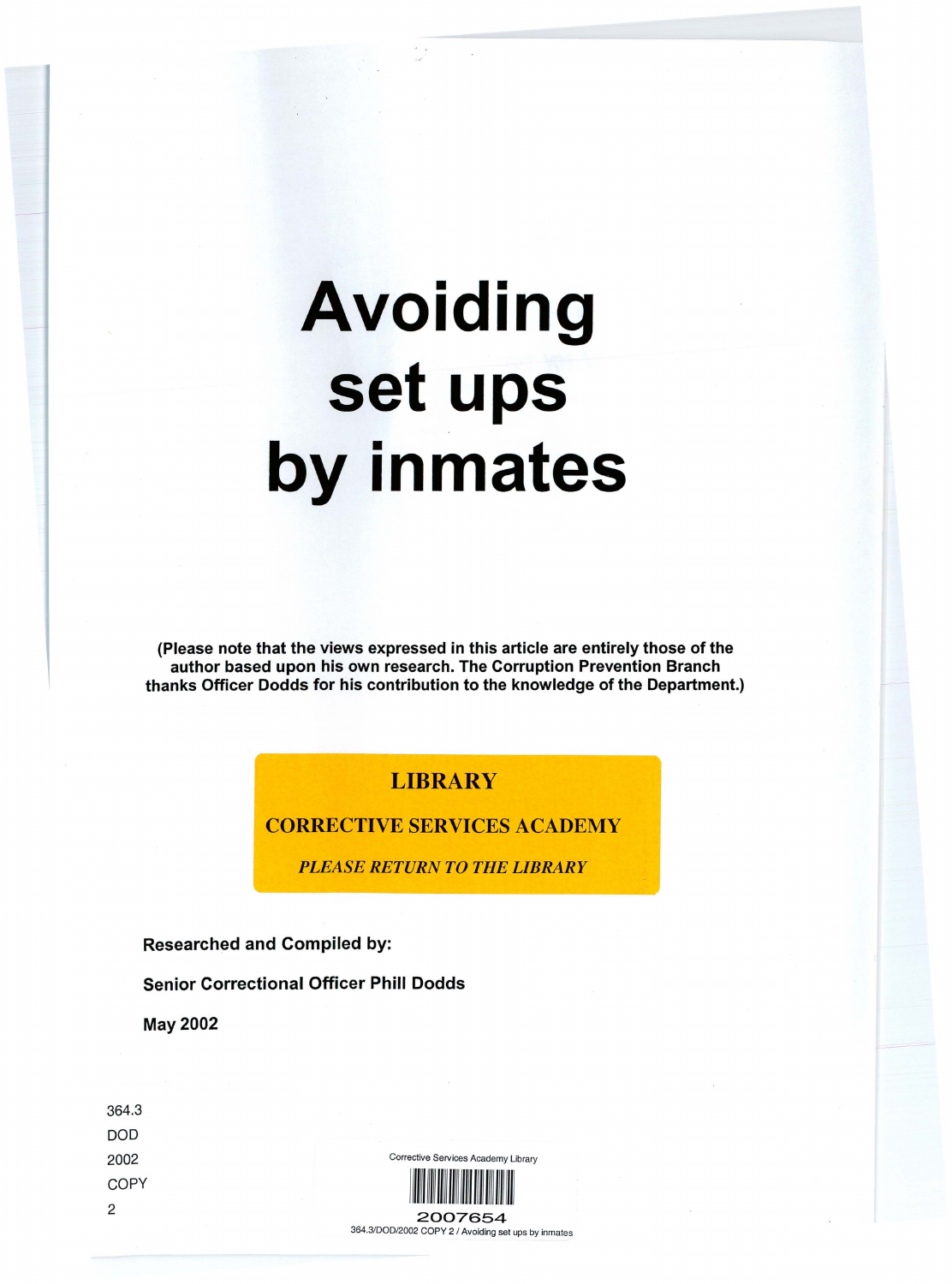# Avoiding set ups by inmates

**(Please note that the views expressed in this article are entirely those of the author based upon his own research. The Corruption Prevention Branch thanks Officer Dodds for his contribution to the knowledge of the Department.)**

**LIBRARY**

**CORRECTIVE SERVICES ACADEMY**

***PLEASE RETURN TO THE LIBRARY***

**Researched and Compiled by:**

**Senior Correctional Officer Phill Dodds**

**May 2002**

364.3
DOD
2002
COPY
2

Corrective Services Academy Library

2007654

364.3/DOD/2002 COPY 2 / Avoiding set ups by inmates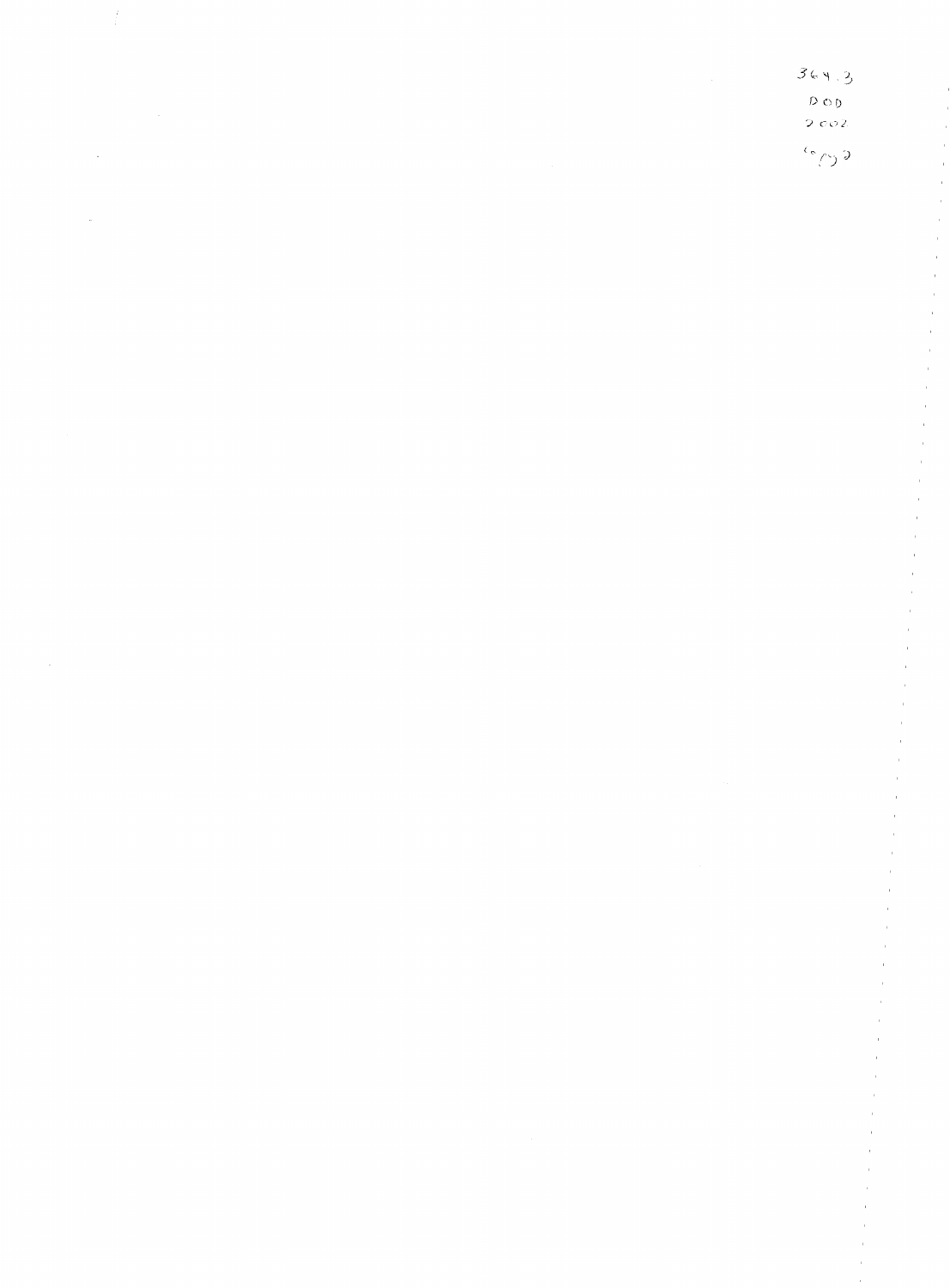364.3
DOD
2002
copy 2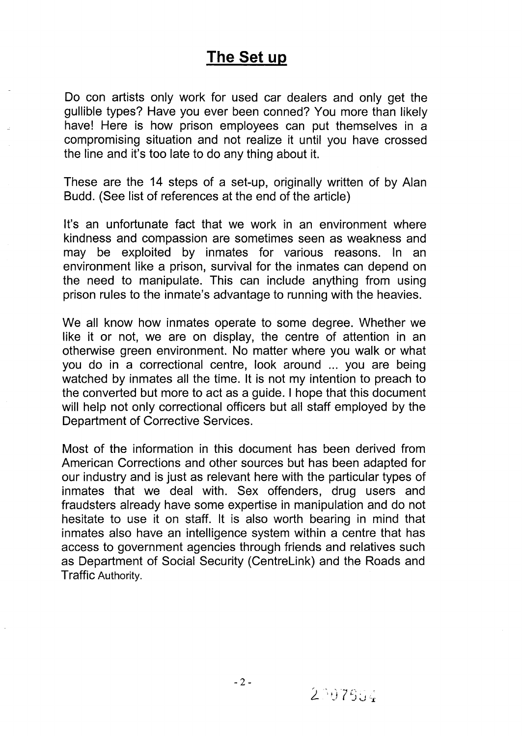# The Set up

Do con artists only work for used car dealers and only get the gullible types? Have you ever been conned? You more than likely have! Here is how prison employees can put themselves in a compromising situation and not realize it until you have crossed the line and it's too late to do any thing about it.

These are the 14 steps of a set-up, originally written of by Alan Budd. (See list of references at the end of the article)

It's an unfortunate fact that we work in an environment where kindness and compassion are sometimes seen as weakness and may be exploited by inmates for various reasons. In an environment like a prison, survival for the inmates can depend on the need to manipulate. This can include anything from using prison rules to the inmate's advantage to running with the heavies.

We all know how inmates operate to some degree. Whether we like it or not, we are on display, the centre of attention in an otherwise green environment. No matter where you walk or what you do in a correctional centre, look around ... you are being watched by inmates all the time. It is not my intention to preach to the converted but more to act as a guide. I hope that this document will help not only correctional officers but all staff employed by the Department of Corrective Services.

Most of the information in this document has been derived from American Corrections and other sources but has been adapted for our industry and is just as relevant here with the particular types of inmates that we deal with. Sex offenders, drug users and fraudsters already have some expertise in manipulation and do not hesitate to use it on staff. It is also worth bearing in mind that inmates also have an intelligence system within a centre that has access to government agencies through friends and relatives such as Department of Social Security (CentreLink) and the Roads and Traffic Authority.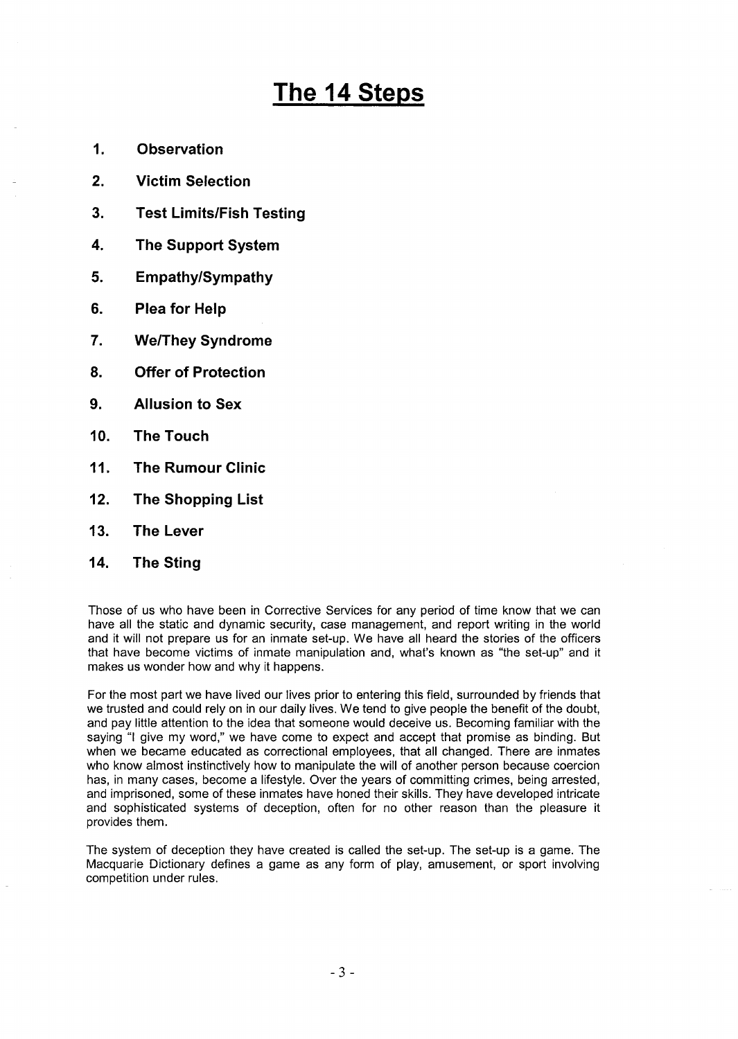# The 14 Steps

1. **Observation**
2. **Victim Selection**
3. **Test Limits/Fish Testing**
4. **The Support System**
5. **Empathy/Sympathy**
6. **Plea for Help**
7. **We/They Syndrome**
8. **Offer of Protection**
9. **Allusion to Sex**
10. **The Touch**
11. **The Rumour Clinic**
12. **The Shopping List**
13. **The Lever**
14. **The Sting**

Those of us who have been in Corrective Services for any period of time know that we can have all the static and dynamic security, case management, and report writing in the world and it will not prepare us for an inmate set-up. We have all heard the stories of the officers that have become victims of inmate manipulation and, what's known as "the set-up" and it makes us wonder how and why it happens.

For the most part we have lived our lives prior to entering this field, surrounded by friends that we trusted and could rely on in our daily lives. We tend to give people the benefit of the doubt, and pay little attention to the idea that someone would deceive us. Becoming familiar with the saying "I give my word," we have come to expect and accept that promise as binding. But when we became educated as correctional employees, that all changed. There are inmates who know almost instinctively how to manipulate the will of another person because coercion has, in many cases, become a lifestyle. Over the years of committing crimes, being arrested, and imprisoned, some of these inmates have honed their skills. They have developed intricate and sophisticated systems of deception, often for no other reason than the pleasure it provides them.

The system of deception they have created is called the set-up. The set-up is a game. The Macquarie Dictionary defines a game as any form of play, amusement, or sport involving competition under rules.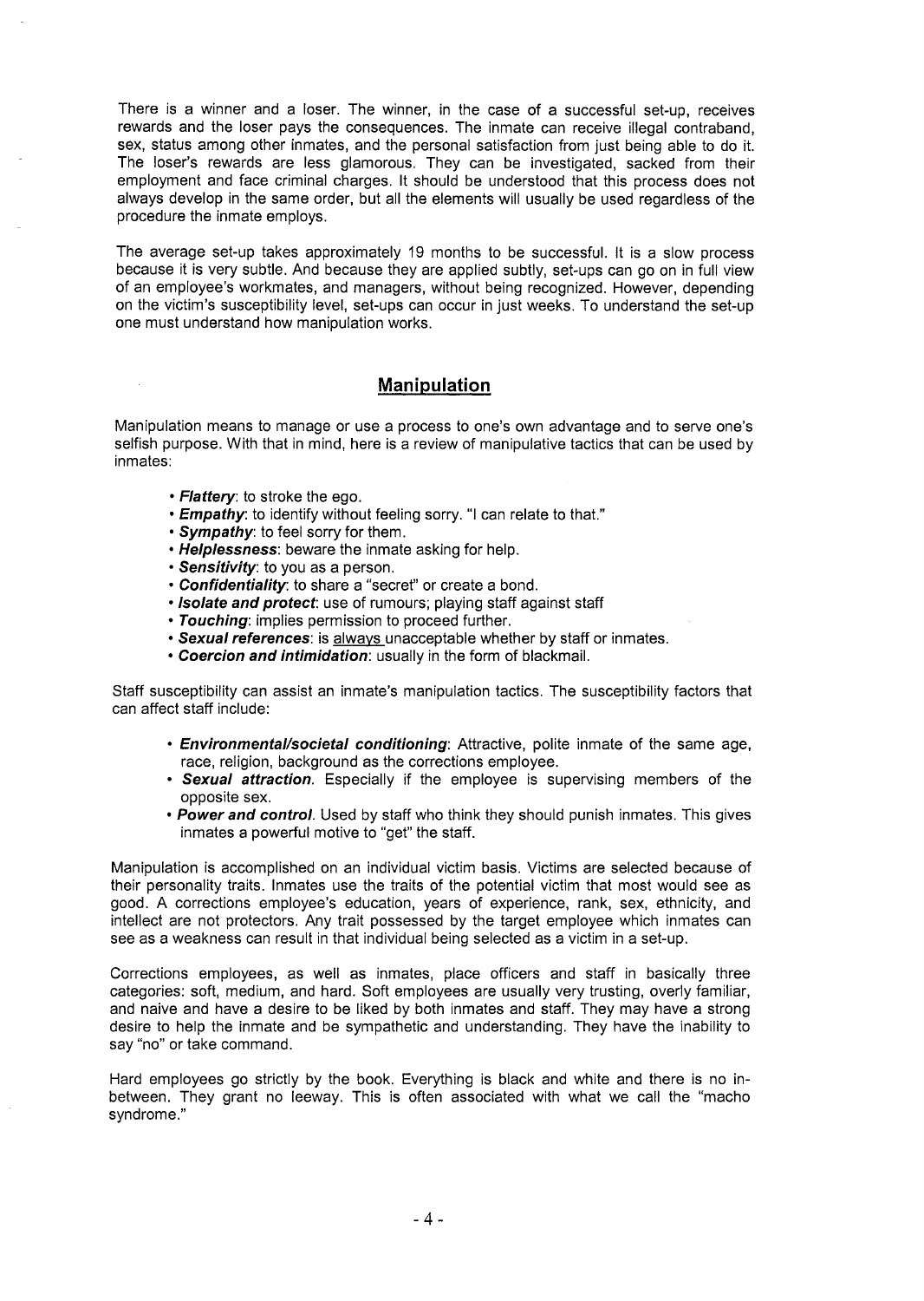There is a winner and a loser. The winner, in the case of a successful set-up, receives rewards and the loser pays the consequences. The inmate can receive illegal contraband, sex, status among other inmates, and the personal satisfaction from just being able to do it. The loser's rewards are less glamorous. They can be investigated, sacked from their employment and face criminal charges. It should be understood that this process does not always develop in the same order, but all the elements will usually be used regardless of the procedure the inmate employs.

The average set-up takes approximately 19 months to be successful. It is a slow process because it is very subtle. And because they are applied subtly, set-ups can go on in full view of an employee's workmates, and managers, without being recognized. However, depending on the victim's susceptibility level, set-ups can occur in just weeks. To understand the set-up one must understand how manipulation works.

## Manipulation

Manipulation means to manage or use a process to one's own advantage and to serve one's selfish purpose. With that in mind, here is a review of manipulative tactics that can be used by inmates:

- ***Flattery***: to stroke the ego.
- ***Empathy***: to identify without feeling sorry. "I can relate to that."
- ***Sympathy***: to feel sorry for them.
- ***Helplessness***: beware the inmate asking for help.
- ***Sensitivity***: to you as a person.
- ***Confidentiality***: to share a "secret" or create a bond.
- ***Isolate and protect***: use of rumours; playing staff against staff
- ***Touching***: implies permission to proceed further.
- ***Sexual references***: is always unacceptable whether by staff or inmates.
- ***Coercion and intimidation***: usually in the form of blackmail.

Staff susceptibility can assist an inmate's manipulation tactics. The susceptibility factors that can affect staff include:

- ***Environmental/societal conditioning***: Attractive, polite inmate of the same age, race, religion, background as the corrections employee.
- ***Sexual attraction***. Especially if the employee is supervising members of the opposite sex.
- ***Power and control***. Used by staff who think they should punish inmates. This gives inmates a powerful motive to "get" the staff.

Manipulation is accomplished on an individual victim basis. Victims are selected because of their personality traits. Inmates use the traits of the potential victim that most would see as good. A corrections employee's education, years of experience, rank, sex, ethnicity, and intellect are not protectors. Any trait possessed by the target employee which inmates can see as a weakness can result in that individual being selected as a victim in a set-up.

Corrections employees, as well as inmates, place officers and staff in basically three categories: soft, medium, and hard. Soft employees are usually very trusting, overly familiar, and naive and have a desire to be liked by both inmates and staff. They may have a strong desire to help the inmate and be sympathetic and understanding. They have the inability to say "no" or take command.

Hard employees go strictly by the book. Everything is black and white and there is no in-between. They grant no leeway. This is often associated with what we call the "macho syndrome."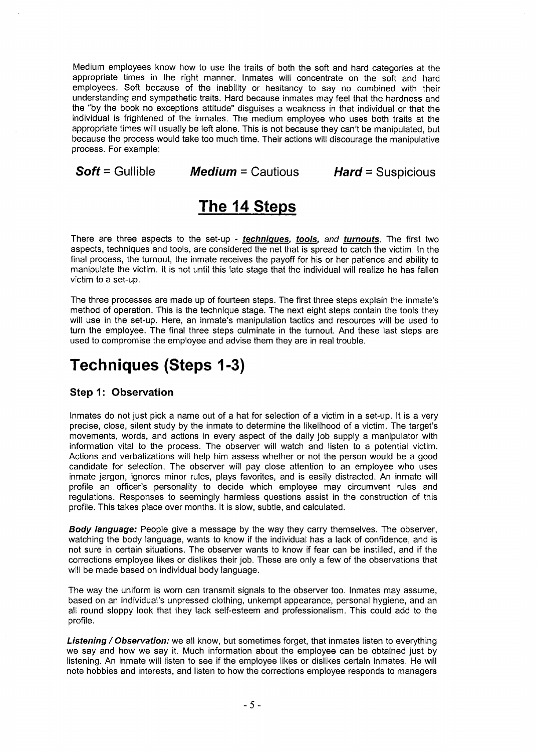Medium employees know how to use the traits of both the soft and hard categories at the appropriate times in the right manner. Inmates will concentrate on the soft and hard employees. Soft because of the inability or hesitancy to say no combined with their understanding and sympathetic traits. Hard because inmates may feel that the hardness and the "by the book no exceptions attitude" disguises a weakness in that individual or that the individual is frightened of the inmates. The medium employee who uses both traits at the appropriate times will usually be left alone. This is not because they can't be manipulated, but because the process would take too much time. Their actions will discourage the manipulative process. For example:

***Soft*** = Gullible ***Medium*** = Cautious ***Hard*** = Suspicious

# The 14 Steps

There are three aspects to the set-up - ***techniques, tools,*** *and* ***turnouts***. The first two aspects, techniques and tools, are considered the net that is spread to catch the victim. In the final process, the turnout, the inmate receives the payoff for his or her patience and ability to manipulate the victim. It is not until this late stage that the individual will realize he has fallen victim to a set-up.

The three processes are made up of fourteen steps. The first three steps explain the inmate's method of operation. This is the technique stage. The next eight steps contain the tools they will use in the set-up. Here, an inmate's manipulation tactics and resources will be used to turn the employee. The final three steps culminate in the turnout. And these last steps are used to compromise the employee and advise them they are in real trouble.

## Techniques (Steps 1-3)

### Step 1: Observation

Inmates do not just pick a name out of a hat for selection of a victim in a set-up. It is a very precise, close, silent study by the inmate to determine the likelihood of a victim. The target's movements, words, and actions in every aspect of the daily job supply a manipulator with information vital to the process. The observer will watch and listen to a potential victim. Actions and verbalizations will help him assess whether or not the person would be a good candidate for selection. The observer will pay close attention to an employee who uses inmate jargon, ignores minor rules, plays favorites, and is easily distracted. An inmate will profile an officer's personality to decide which employee may circumvent rules and regulations. Responses to seemingly harmless questions assist in the construction of this profile. This takes place over months. It is slow, subtle, and calculated.

***Body language:*** People give a message by the way they carry themselves. The observer, watching the body language, wants to know if the individual has a lack of confidence, and is not sure in certain situations. The observer wants to know if fear can be instilled, and if the corrections employee likes or dislikes their job. These are only a few of the observations that will be made based on individual body language.

The way the uniform is worn can transmit signals to the observer too. Inmates may assume, based on an individual's unpressed clothing, unkempt appearance, personal hygiene, and an all round sloppy look that they lack self-esteem and professionalism. This could add to the profile.

***Listening / Observation:*** we all know, but sometimes forget, that inmates listen to everything we say and how we say it. Much information about the employee can be obtained just by listening. An inmate will listen to see if the employee likes or dislikes certain inmates. He will note hobbies and interests, and listen to how the corrections employee responds to managers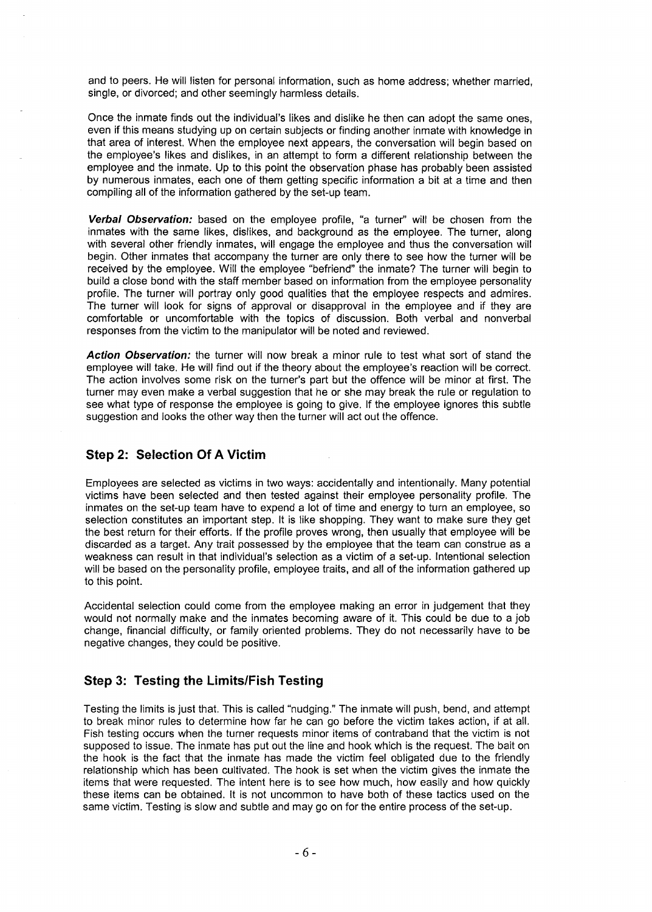and to peers. He will listen for personal information, such as home address; whether married, single, or divorced; and other seemingly harmless details.

Once the inmate finds out the individual's likes and dislike he then can adopt the same ones, even if this means studying up on certain subjects or finding another inmate with knowledge in that area of interest. When the employee next appears, the conversation will begin based on the employee's likes and dislikes, in an attempt to form a different relationship between the employee and the inmate. Up to this point the observation phase has probably been assisted by numerous inmates, each one of them getting specific information a bit at a time and then compiling all of the information gathered by the set-up team.

***Verbal Observation:*** based on the employee profile, "a turner" will be chosen from the inmates with the same likes, dislikes, and background as the employee. The turner, along with several other friendly inmates, will engage the employee and thus the conversation will begin. Other inmates that accompany the turner are only there to see how the turner will be received by the employee. Will the employee "befriend" the inmate? The turner will begin to build a close bond with the staff member based on information from the employee personality profile. The turner will portray only good qualities that the employee respects and admires. The turner will look for signs of approval or disapproval in the employee and if they are comfortable or uncomfortable with the topics of discussion. Both verbal and nonverbal responses from the victim to the manipulator will be noted and reviewed.

***Action Observation:*** the turner will now break a minor rule to test what sort of stand the employee will take. He will find out if the theory about the employee's reaction will be correct. The action involves some risk on the turner's part but the offence will be minor at first. The turner may even make a verbal suggestion that he or she may break the rule or regulation to see what type of response the employee is going to give. If the employee ignores this subtle suggestion and looks the other way then the turner will act out the offence.

## Step 2: Selection Of A Victim

Employees are selected as victims in two ways: accidentally and intentionally. Many potential victims have been selected and then tested against their employee personality profile. The inmates on the set-up team have to expend a lot of time and energy to turn an employee, so selection constitutes an important step. It is like shopping. They want to make sure they get the best return for their efforts. If the profile proves wrong, then usually that employee will be discarded as a target. Any trait possessed by the employee that the team can construe as a weakness can result in that individual's selection as a victim of a set-up. Intentional selection will be based on the personality profile, employee traits, and all of the information gathered up to this point.

Accidental selection could come from the employee making an error in judgement that they would not normally make and the inmates becoming aware of it. This could be due to a job change, financial difficulty, or family oriented problems. They do not necessarily have to be negative changes, they could be positive.

## Step 3: Testing the Limits/Fish Testing

Testing the limits is just that. This is called "nudging." The inmate will push, bend, and attempt to break minor rules to determine how far he can go before the victim takes action, if at all. Fish testing occurs when the turner requests minor items of contraband that the victim is not supposed to issue. The inmate has put out the line and hook which is the request. The bait on the hook is the fact that the inmate has made the victim feel obligated due to the friendly relationship which has been cultivated. The hook is set when the victim gives the inmate the items that were requested. The intent here is to see how much, how easily and how quickly these items can be obtained. It is not uncommon to have both of these tactics used on the same victim. Testing is slow and subtle and may go on for the entire process of the set-up.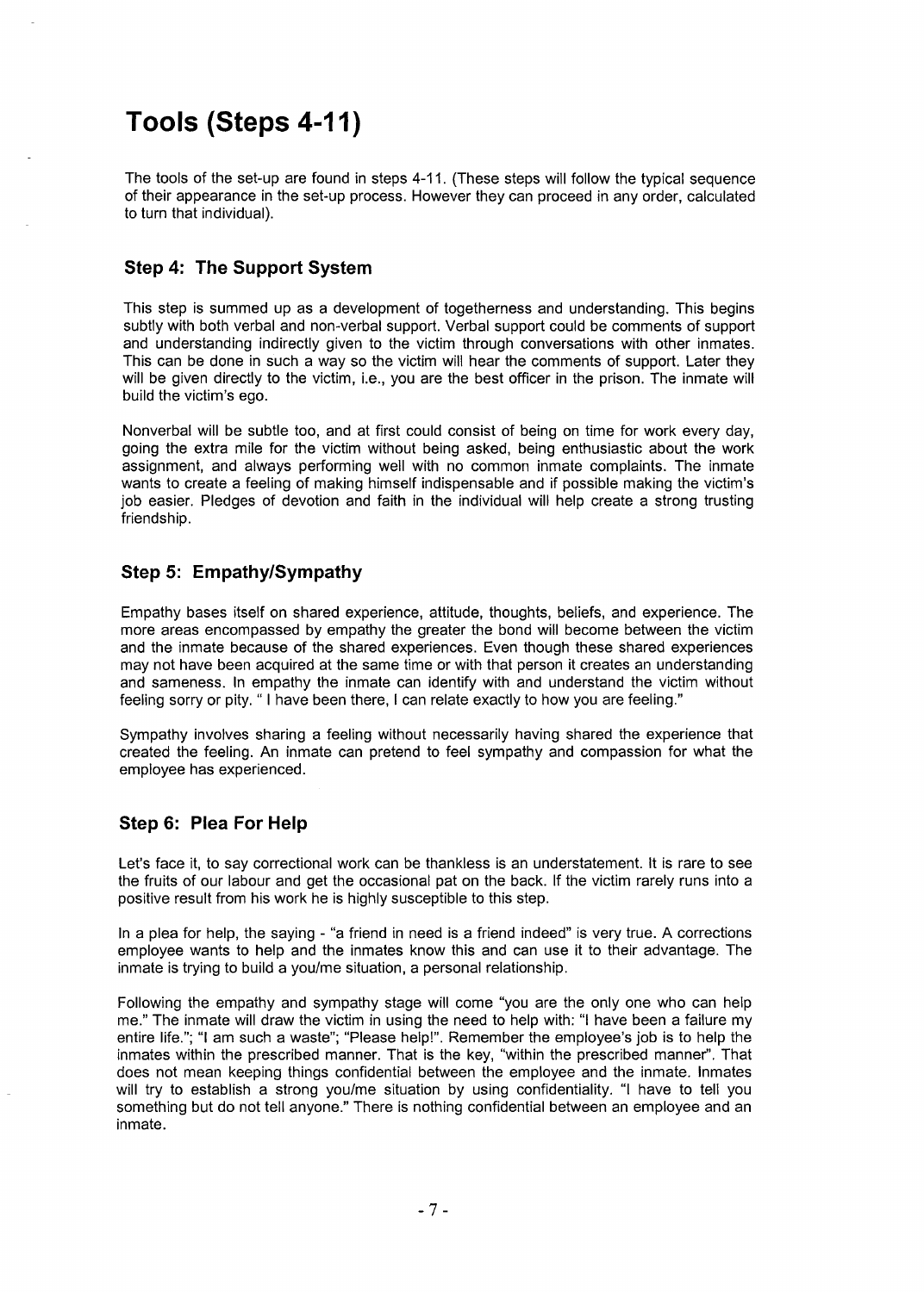# Tools (Steps 4-11)

The tools of the set-up are found in steps 4-11. (These steps will follow the typical sequence of their appearance in the set-up process. However they can proceed in any order, calculated to turn that individual).

## Step 4: The Support System

This step is summed up as a development of togetherness and understanding. This begins subtly with both verbal and non-verbal support. Verbal support could be comments of support and understanding indirectly given to the victim through conversations with other inmates. This can be done in such a way so the victim will hear the comments of support. Later they will be given directly to the victim, i.e., you are the best officer in the prison. The inmate will build the victim's ego.

Nonverbal will be subtle too, and at first could consist of being on time for work every day, going the extra mile for the victim without being asked, being enthusiastic about the work assignment, and always performing well with no common inmate complaints. The inmate wants to create a feeling of making himself indispensable and if possible making the victim's job easier. Pledges of devotion and faith in the individual will help create a strong trusting friendship.

## Step 5: Empathy/Sympathy

Empathy bases itself on shared experience, attitude, thoughts, beliefs, and experience. The more areas encompassed by empathy the greater the bond will become between the victim and the inmate because of the shared experiences. Even though these shared experiences may not have been acquired at the same time or with that person it creates an understanding and sameness. In empathy the inmate can identify with and understand the victim without feeling sorry or pity. " I have been there, I can relate exactly to how you are feeling."

Sympathy involves sharing a feeling without necessarily having shared the experience that created the feeling. An inmate can pretend to feel sympathy and compassion for what the employee has experienced.

## Step 6: Plea For Help

Let's face it, to say correctional work can be thankless is an understatement. It is rare to see the fruits of our labour and get the occasional pat on the back. If the victim rarely runs into a positive result from his work he is highly susceptible to this step.

In a plea for help, the saying - "a friend in need is a friend indeed" is very true. A corrections employee wants to help and the inmates know this and can use it to their advantage. The inmate is trying to build a you/me situation, a personal relationship.

Following the empathy and sympathy stage will come "you are the only one who can help me." The inmate will draw the victim in using the need to help with: "I have been a failure my entire life."; "I am such a waste"; "Please help!". Remember the employee's job is to help the inmates within the prescribed manner. That is the key, "within the prescribed manner". That does not mean keeping things confidential between the employee and the inmate. Inmates will try to establish a strong you/me situation by using confidentiality. "I have to tell you something but do not tell anyone." There is nothing confidential between an employee and an inmate.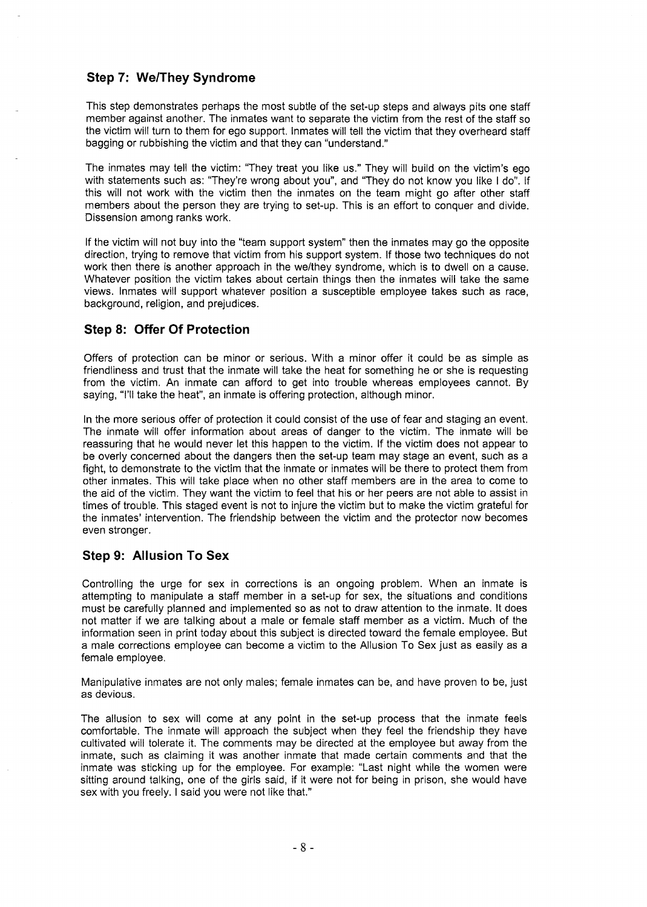## Step 7: We/They Syndrome

This step demonstrates perhaps the most subtle of the set-up steps and always pits one staff member against another. The inmates want to separate the victim from the rest of the staff so the victim will turn to them for ego support. Inmates will tell the victim that they overheard staff bagging or rubbishing the victim and that they can "understand."

The inmates may tell the victim: "They treat you like us." They will build on the victim's ego with statements such as: "They're wrong about you", and "They do not know you like I do". If this will not work with the victim then the inmates on the team might go after other staff members about the person they are trying to set-up. This is an effort to conquer and divide. Dissension among ranks work.

If the victim will not buy into the "team support system" then the inmates may go the opposite direction, trying to remove that victim from his support system. If those two techniques do not work then there is another approach in the we/they syndrome, which is to dwell on a cause. Whatever position the victim takes about certain things then the inmates will take the same views. Inmates will support whatever position a susceptible employee takes such as race, background, religion, and prejudices.

## Step 8: Offer Of Protection

Offers of protection can be minor or serious. With a minor offer it could be as simple as friendliness and trust that the inmate will take the heat for something he or she is requesting from the victim. An inmate can afford to get into trouble whereas employees cannot. By saying, "I'll take the heat", an inmate is offering protection, although minor.

In the more serious offer of protection it could consist of the use of fear and staging an event. The inmate will offer information about areas of danger to the victim. The inmate will be reassuring that he would never let this happen to the victim. If the victim does not appear to be overly concerned about the dangers then the set-up team may stage an event, such as a fight, to demonstrate to the victim that the inmate or inmates will be there to protect them from other inmates. This will take place when no other staff members are in the area to come to the aid of the victim. They want the victim to feel that his or her peers are not able to assist in times of trouble. This staged event is not to injure the victim but to make the victim grateful for the inmates' intervention. The friendship between the victim and the protector now becomes even stronger.

## Step 9: Allusion To Sex

Controlling the urge for sex in corrections is an ongoing problem. When an inmate is attempting to manipulate a staff member in a set-up for sex, the situations and conditions must be carefully planned and implemented so as not to draw attention to the inmate. It does not matter if we are talking about a male or female staff member as a victim. Much of the information seen in print today about this subject is directed toward the female employee. But a male corrections employee can become a victim to the Allusion To Sex just as easily as a female employee.

Manipulative inmates are not only males; female inmates can be, and have proven to be, just as devious.

The allusion to sex will come at any point in the set-up process that the inmate feels comfortable. The inmate will approach the subject when they feel the friendship they have cultivated will tolerate it. The comments may be directed at the employee but away from the inmate, such as claiming it was another inmate that made certain comments and that the inmate was sticking up for the employee. For example: "Last night while the women were sitting around talking, one of the girls said, if it were not for being in prison, she would have sex with you freely. I said you were not like that."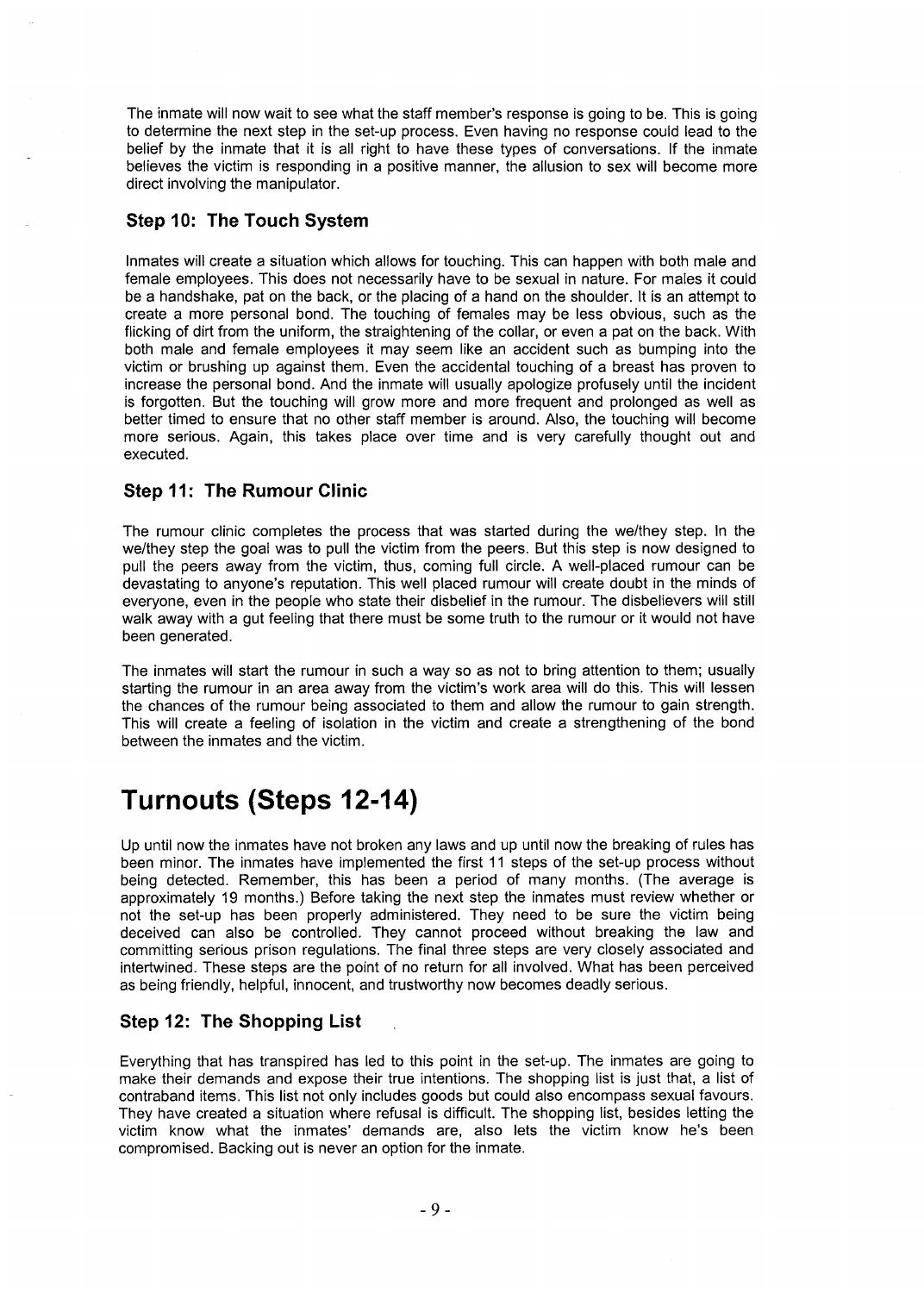The inmate will now wait to see what the staff member's response is going to be. This is going to determine the next step in the set-up process. Even having no response could lead to the belief by the inmate that it is all right to have these types of conversations. If the inmate believes the victim is responding in a positive manner, the allusion to sex will become more direct involving the manipulator.

### Step 10: The Touch System

Inmates will create a situation which allows for touching. This can happen with both male and female employees. This does not necessarily have to be sexual in nature. For males it could be a handshake, pat on the back, or the placing of a hand on the shoulder. It is an attempt to create a more personal bond. The touching of females may be less obvious, such as the flicking of dirt from the uniform, the straightening of the collar, or even a pat on the back. With both male and female employees it may seem like an accident such as bumping into the victim or brushing up against them. Even the accidental touching of a breast has proven to increase the personal bond. And the inmate will usually apologize profusely until the incident is forgotten. But the touching will grow more and more frequent and prolonged as well as better timed to ensure that no other staff member is around. Also, the touching will become more serious. Again, this takes place over time and is very carefully thought out and executed.

### Step 11: The Rumour Clinic

The rumour clinic completes the process that was started during the we/they step. In the we/they step the goal was to pull the victim from the peers. But this step is now designed to pull the peers away from the victim, thus, coming full circle. A well-placed rumour can be devastating to anyone's reputation. This well placed rumour will create doubt in the minds of everyone, even in the people who state their disbelief in the rumour. The disbelievers will still walk away with a gut feeling that there must be some truth to the rumour or it would not have been generated.

The inmates will start the rumour in such a way so as not to bring attention to them; usually starting the rumour in an area away from the victim's work area will do this. This will lessen the chances of the rumour being associated to them and allow the rumour to gain strength. This will create a feeling of isolation in the victim and create a strengthening of the bond between the inmates and the victim.

## Turnouts (Steps 12-14)

Up until now the inmates have not broken any laws and up until now the breaking of rules has been minor. The inmates have implemented the first 11 steps of the set-up process without being detected. Remember, this has been a period of many months. (The average is approximately 19 months.) Before taking the next step the inmates must review whether or not the set-up has been properly administered. They need to be sure the victim being deceived can also be controlled. They cannot proceed without breaking the law and committing serious prison regulations. The final three steps are very closely associated and intertwined. These steps are the point of no return for all involved. What has been perceived as being friendly, helpful, innocent, and trustworthy now becomes deadly serious.

### Step 12: The Shopping List

Everything that has transpired has led to this point in the set-up. The inmates are going to make their demands and expose their true intentions. The shopping list is just that, a list of contraband items. This list not only includes goods but could also encompass sexual favours. They have created a situation where refusal is difficult. The shopping list, besides letting the victim know what the inmates' demands are, also lets the victim know he's been compromised. Backing out is never an option for the inmate.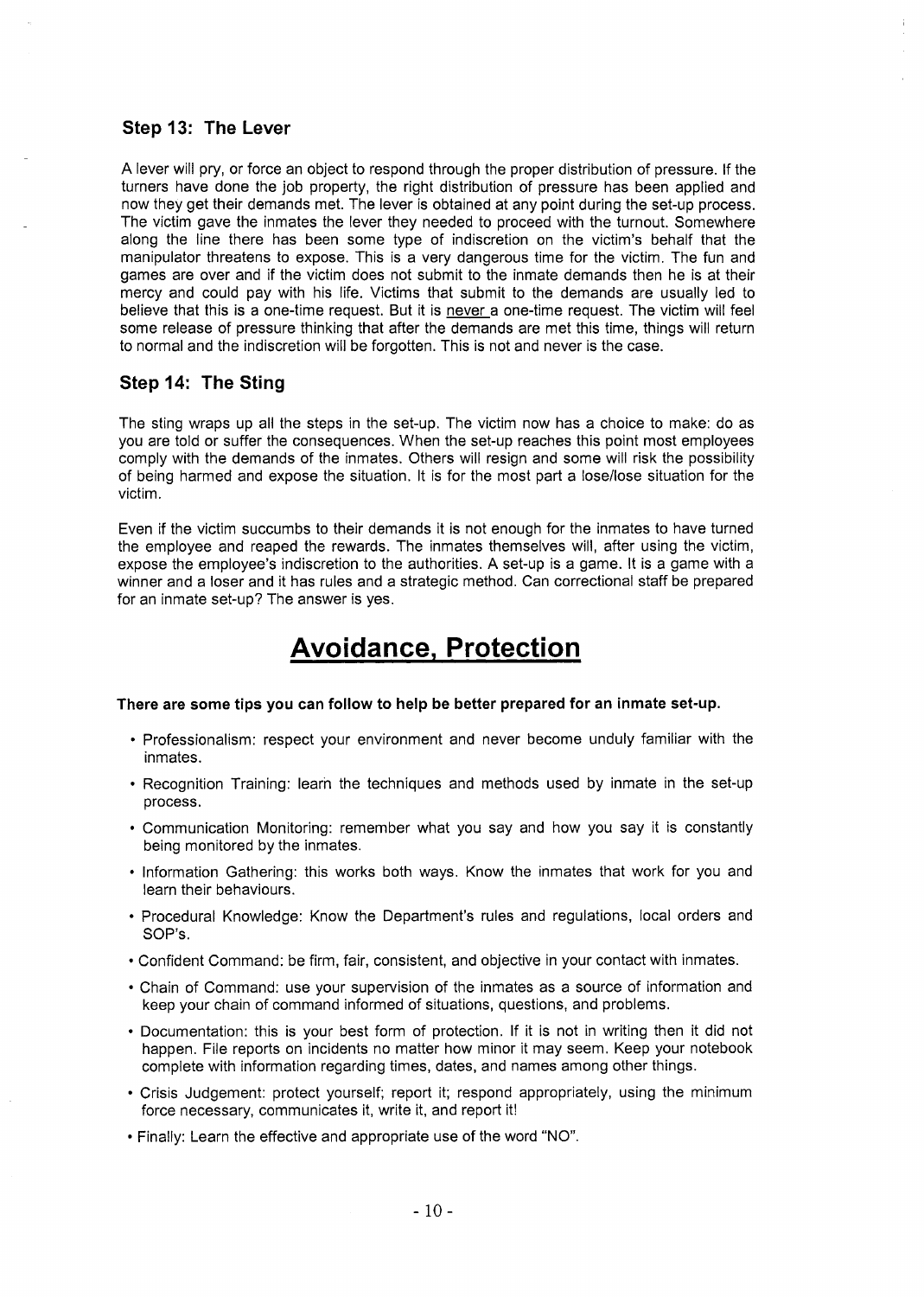### Step 13: The Lever

A lever will pry, or force an object to respond through the proper distribution of pressure. If the turners have done the job property, the right distribution of pressure has been applied and now they get their demands met. The lever is obtained at any point during the set-up process. The victim gave the inmates the lever they needed to proceed with the turnout. Somewhere along the line there has been some type of indiscretion on the victim's behalf that the manipulator threatens to expose. This is a very dangerous time for the victim. The fun and games are over and if the victim does not submit to the inmate demands then he is at their mercy and could pay with his life. Victims that submit to the demands are usually led to believe that this is a one-time request. But it is never a one-time request. The victim will feel some release of pressure thinking that after the demands are met this time, things will return to normal and the indiscretion will be forgotten. This is not and never is the case.

### Step 14: The Sting

The sting wraps up all the steps in the set-up. The victim now has a choice to make: do as you are told or suffer the consequences. When the set-up reaches this point most employees comply with the demands of the inmates. Others will resign and some will risk the possibility of being harmed and expose the situation. It is for the most part a lose/lose situation for the victim.

Even if the victim succumbs to their demands it is not enough for the inmates to have turned the employee and reaped the rewards. The inmates themselves will, after using the victim, expose the employee's indiscretion to the authorities. A set-up is a game. It is a game with a winner and a loser and it has rules and a strategic method. Can correctional staff be prepared for an inmate set-up? The answer is yes.

# Avoidance, Protection

**There are some tips you can follow to help be better prepared for an inmate set-up.**

- Professionalism: respect your environment and never become unduly familiar with the inmates.
- Recognition Training: learn the techniques and methods used by inmate in the set-up process.
- Communication Monitoring: remember what you say and how you say it is constantly being monitored by the inmates.
- Information Gathering: this works both ways. Know the inmates that work for you and learn their behaviours.
- Procedural Knowledge: Know the Department's rules and regulations, local orders and SOP's.
- Confident Command: be firm, fair, consistent, and objective in your contact with inmates.
- Chain of Command: use your supervision of the inmates as a source of information and keep your chain of command informed of situations, questions, and problems.
- Documentation: this is your best form of protection. If it is not in writing then it did not happen. File reports on incidents no matter how minor it may seem. Keep your notebook complete with information regarding times, dates, and names among other things.
- Crisis Judgement: protect yourself; report it; respond appropriately, using the minimum force necessary, communicates it, write it, and report it!
- Finally: Learn the effective and appropriate use of the word "NO".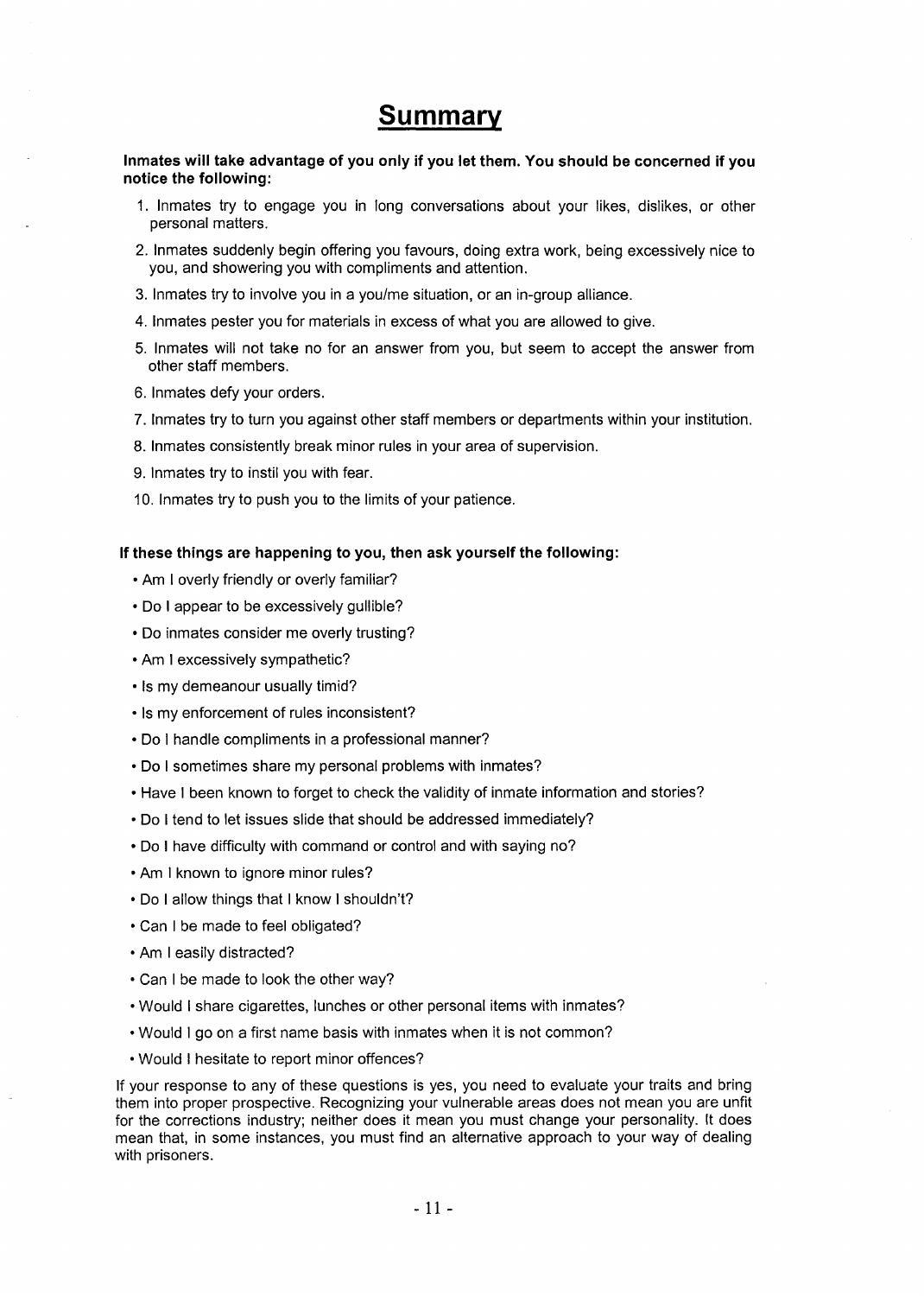# Summary

**Inmates will take advantage of you only if you let them. You should be concerned if you notice the following:**

1. Inmates try to engage you in long conversations about your likes, dislikes, or other personal matters.
2. Inmates suddenly begin offering you favours, doing extra work, being excessively nice to you, and showering you with compliments and attention.
3. Inmates try to involve you in a you/me situation, or an in-group alliance.
4. Inmates pester you for materials in excess of what you are allowed to give.
5. Inmates will not take no for an answer from you, but seem to accept the answer from other staff members.
6. Inmates defy your orders.
7. Inmates try to turn you against other staff members or departments within your institution.
8. Inmates consistently break minor rules in your area of supervision.
9. Inmates try to instil you with fear.
10. Inmates try to push you to the limits of your patience.

**If these things are happening to you, then ask yourself the following:**

- Am I overly friendly or overly familiar?
- Do I appear to be excessively gullible?
- Do inmates consider me overly trusting?
- Am I excessively sympathetic?
- Is my demeanour usually timid?
- Is my enforcement of rules inconsistent?
- Do I handle compliments in a professional manner?
- Do I sometimes share my personal problems with inmates?
- Have I been known to forget to check the validity of inmate information and stories?
- Do I tend to let issues slide that should be addressed immediately?
- Do I have difficulty with command or control and with saying no?
- Am I known to ignore minor rules?
- Do I allow things that I know I shouldn't?
- Can I be made to feel obligated?
- Am I easily distracted?
- Can I be made to look the other way?
- Would I share cigarettes, lunches or other personal items with inmates?
- Would I go on a first name basis with inmates when it is not common?
- Would I hesitate to report minor offences?

If your response to any of these questions is yes, you need to evaluate your traits and bring them into proper prospective. Recognizing your vulnerable areas does not mean you are unfit for the corrections industry; neither does it mean you must change your personality. It does mean that, in some instances, you must find an alternative approach to your way of dealing with prisoners.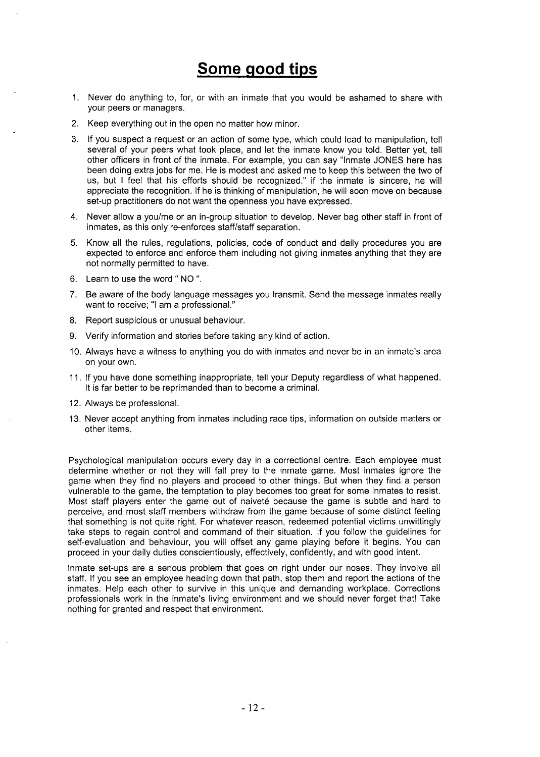# Some good tips

1. Never do anything to, for, or with an inmate that you would be ashamed to share with your peers or managers.
2. Keep everything out in the open no matter how minor.
3. If you suspect a request or an action of some type, which could lead to manipulation, tell several of your peers what took place, and let the inmate know you told. Better yet, tell other officers in front of the inmate. For example, you can say "Inmate JONES here has been doing extra jobs for me. He is modest and asked me to keep this between the two of us, but I feel that his efforts should be recognized." if the inmate is sincere, he will appreciate the recognition. If he is thinking of manipulation, he will soon move on because set-up practitioners do not want the openness you have expressed.
4. Never allow a you/me or an in-group situation to develop. Never bag other staff in front of inmates, as this only re-enforces staff/staff separation.
5. Know all the rules, regulations, policies, code of conduct and daily procedures you are expected to enforce and enforce them including not giving inmates anything that they are not normally permitted to have.
6. Learn to use the word " NO ".
7. Be aware of the body language messages you transmit. Send the message inmates really want to receive; "I am a professional."
8. Report suspicious or unusual behaviour.
9. Verify information and stories before taking any kind of action.
10. Always have a witness to anything you do with inmates and never be in an inmate's area on your own.
11. If you have done something inappropriate, tell your Deputy regardless of what happened. It is far better to be reprimanded than to become a criminal.
12. Always be professional.
13. Never accept anything from inmates including race tips, information on outside matters or other items.

Psychological manipulation occurs every day in a correctional centre. Each employee must determine whether or not they will fall prey to the inmate game. Most inmates ignore the game when they find no players and proceed to other things. But when they find a person vulnerable to the game, the temptation to play becomes too great for some inmates to resist. Most staff players enter the game out of naiveté because the game is subtle and hard to perceive, and most staff members withdraw from the game because of some distinct feeling that something is not quite right. For whatever reason, redeemed potential victims unwittingly take steps to regain control and command of their situation. If you follow the guidelines for self-evaluation and behaviour, you will offset any game playing before it begins. You can proceed in your daily duties conscientiously, effectively, confidently, and with good intent.

Inmate set-ups are a serious problem that goes on right under our noses. They involve all staff. If you see an employee heading down that path, stop them and report the actions of the inmates. Help each other to survive in this unique and demanding workplace. Corrections professionals work in the inmate's living environment and we should never forget that! Take nothing for granted and respect that environment.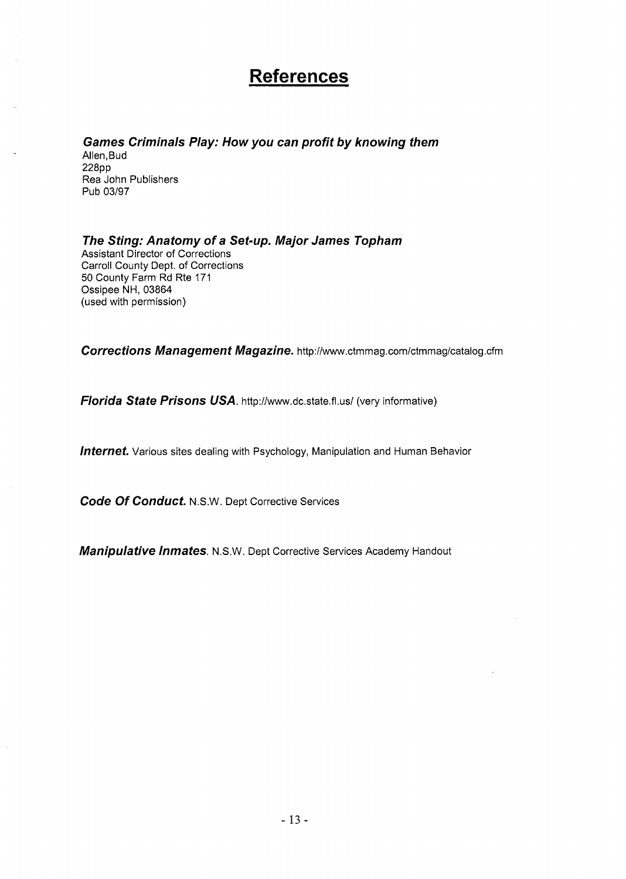# References

***Games Criminals Play: How you can profit by knowing them***
Allen,Bud
228pp
Rea John Publishers
Pub 03/97

***The Sting: Anatomy of a Set-up. Major James Topham***
Assistant Director of Corrections
Carroll County Dept. of Corrections
50 County Farm Rd Rte 171
Ossipee NH, 03864
(used with permission)

***Corrections Management Magazine.*** http://www.ctmmag.com/ctmmag/catalog.cfm

***Florida State Prisons USA***. http://www.dc.state.fl.us/ (very informative)

***Internet.*** Various sites dealing with Psychology, Manipulation and Human Behavior

***Code Of Conduct.*** N.S.W. Dept Corrective Services

***Manipulative Inmates***. N.S.W. Dept Corrective Services Academy Handout